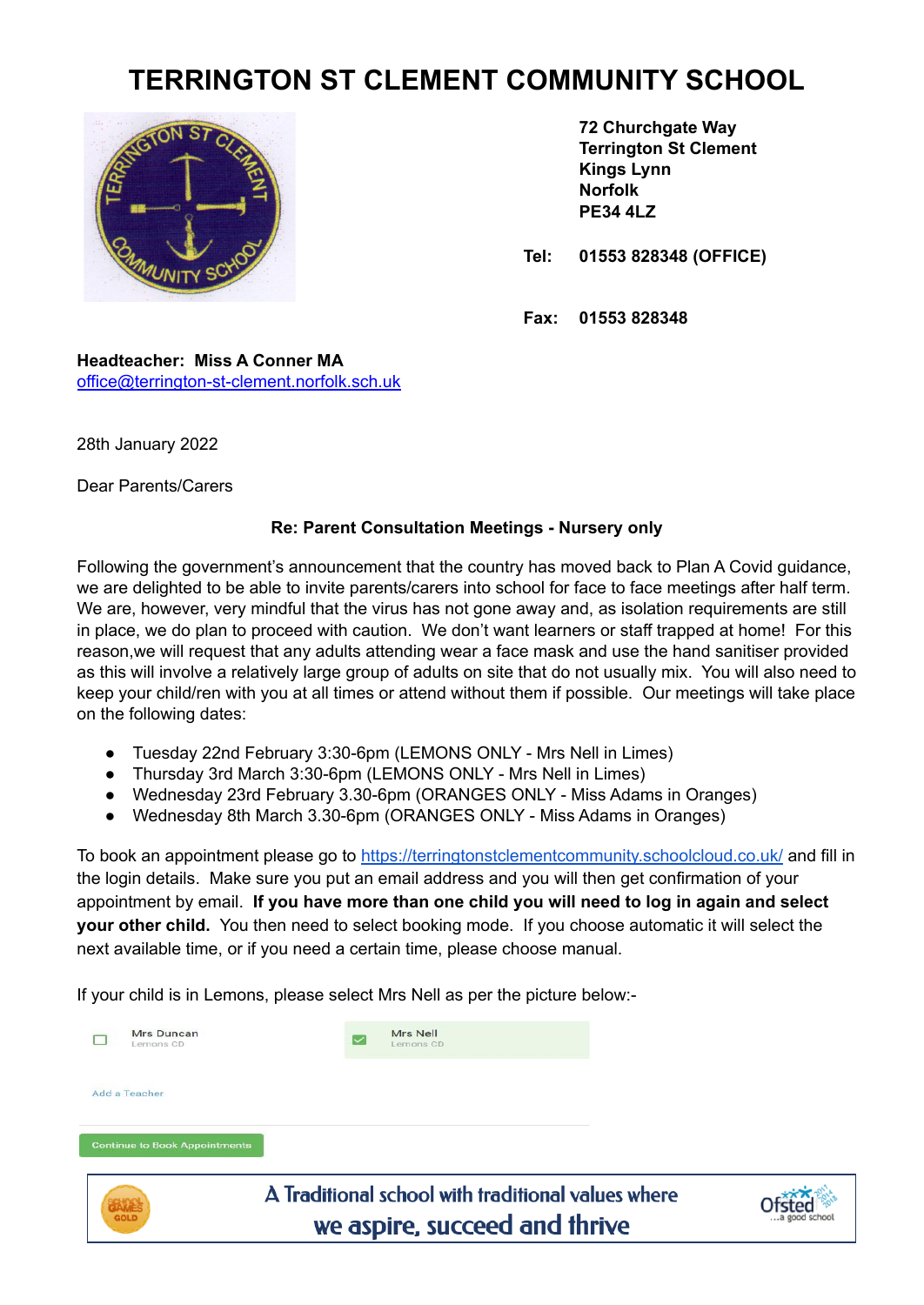# TERRINGTON ST CLEMENT COMMUNITY SCHOOL

**72 Churchgate Way**
**Terrington St Clement**
**Kings Lynn**
**Norfolk**
**PE34 4LZ**

**Tel: 01553 828348 (OFFICE)**

**Fax: 01553 828348**

**Headteacher: Miss A Conner MA**
office@terrington-st-clement.norfolk.sch.uk

28th January 2022

Dear Parents/Carers

**Re: Parent Consultation Meetings - Nursery only**

Following the government's announcement that the country has moved back to Plan A Covid guidance, we are delighted to be able to invite parents/carers into school for face to face meetings after half term. We are, however, very mindful that the virus has not gone away and, as isolation requirements are still in place, we do plan to proceed with caution. We don't want learners or staff trapped at home! For this reason,we will request that any adults attending wear a face mask and use the hand sanitiser provided as this will involve a relatively large group of adults on site that do not usually mix. You will also need to keep your child/ren with you at all times or attend without them if possible. Our meetings will take place on the following dates:

- Tuesday 22nd February 3:30-6pm (LEMONS ONLY - Mrs Nell in Limes)
- Thursday 3rd March 3:30-6pm (LEMONS ONLY - Mrs Nell in Limes)
- Wednesday 23rd February 3.30-6pm (ORANGES ONLY - Miss Adams in Oranges)
- Wednesday 8th March 3.30-6pm (ORANGES ONLY - Miss Adams in Oranges)

To book an appointment please go to https://terringtonstclementcommunity.schoolcloud.co.uk/ and fill in the login details. Make sure you put an email address and you will then get confirmation of your appointment by email. **If you have more than one child you will need to log in again and select your other child.** You then need to select booking mode. If you choose automatic it will select the next available time, or if you need a certain time, please choose manual.

If your child is in Lemons, please select Mrs Nell as per the picture below:-

☐ Mrs Duncan
Lemons CD

☑ Mrs Nell
Lemons CD

Add a Teacher

Continue to Book Appointments

A Traditional school with traditional values where we aspire, succeed and thrive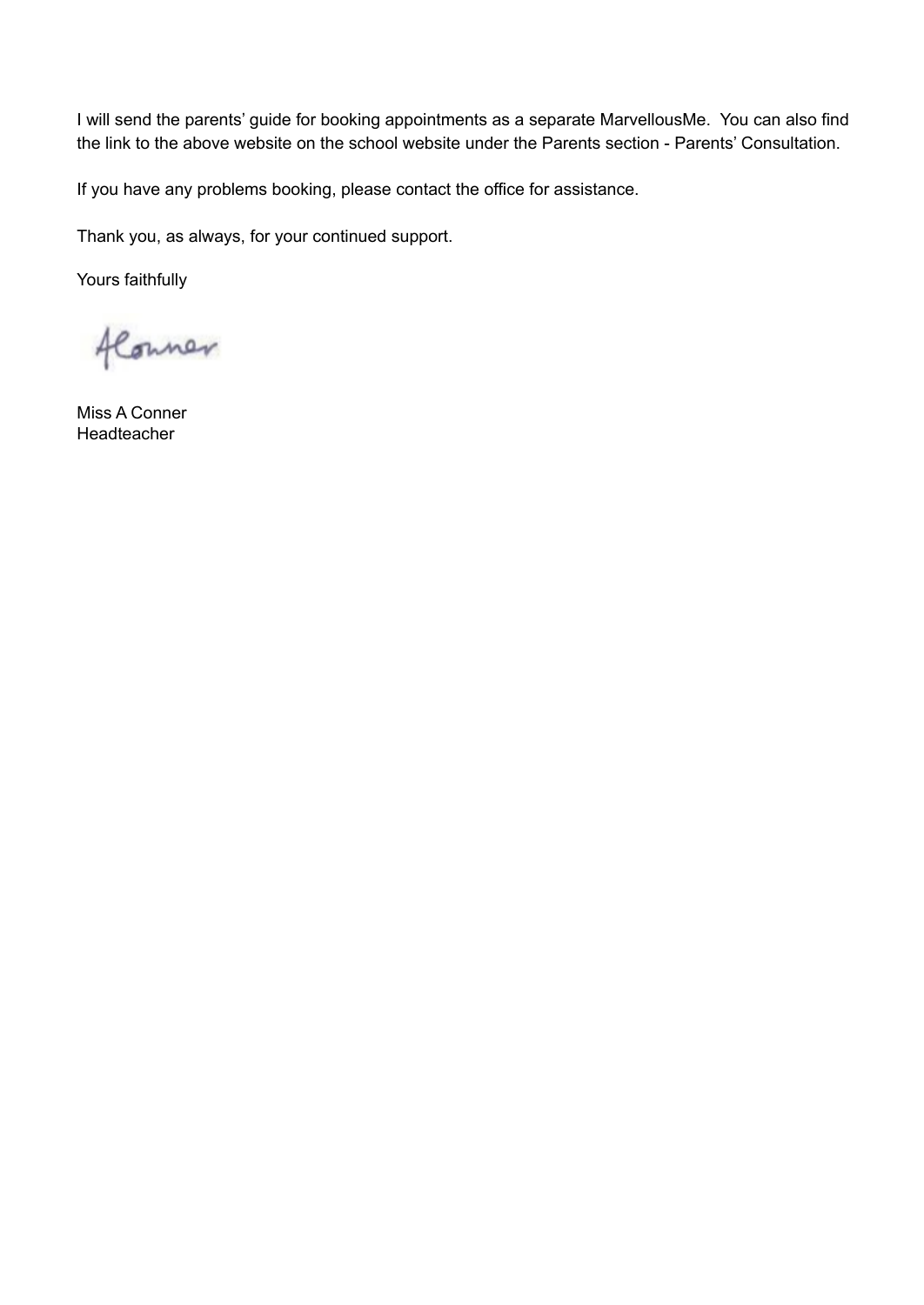I will send the parents' guide for booking appointments as a separate MarvellousMe. You can also find the link to the above website on the school website under the Parents section - Parents' Consultation.

If you have any problems booking, please contact the office for assistance.

Thank you, as always, for your continued support.

Yours faithfully

Miss A Conner
Headteacher